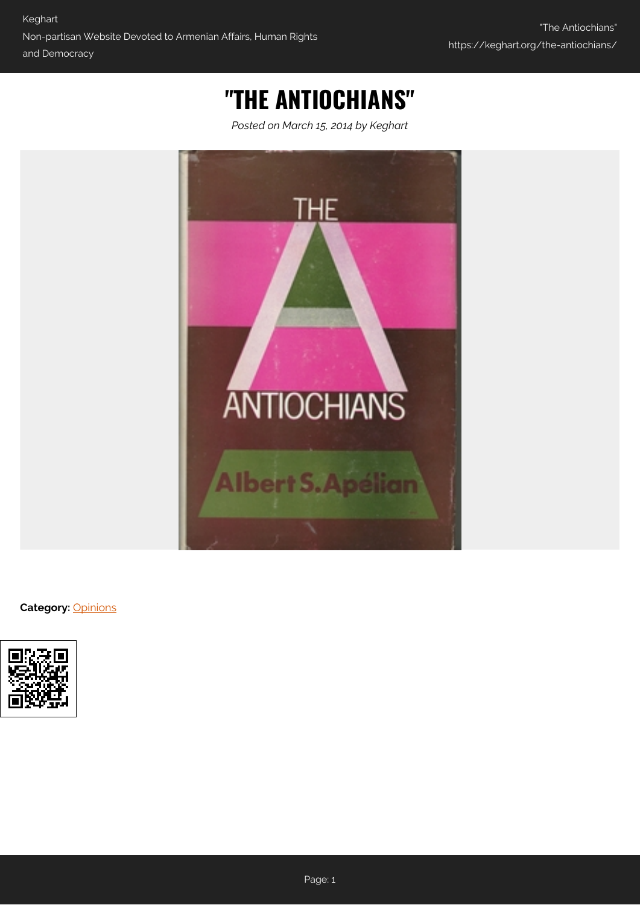# "THE ANTIOCHIANS"

*Posted on March 15, 2014 by Keghart*

**Category:** Opinions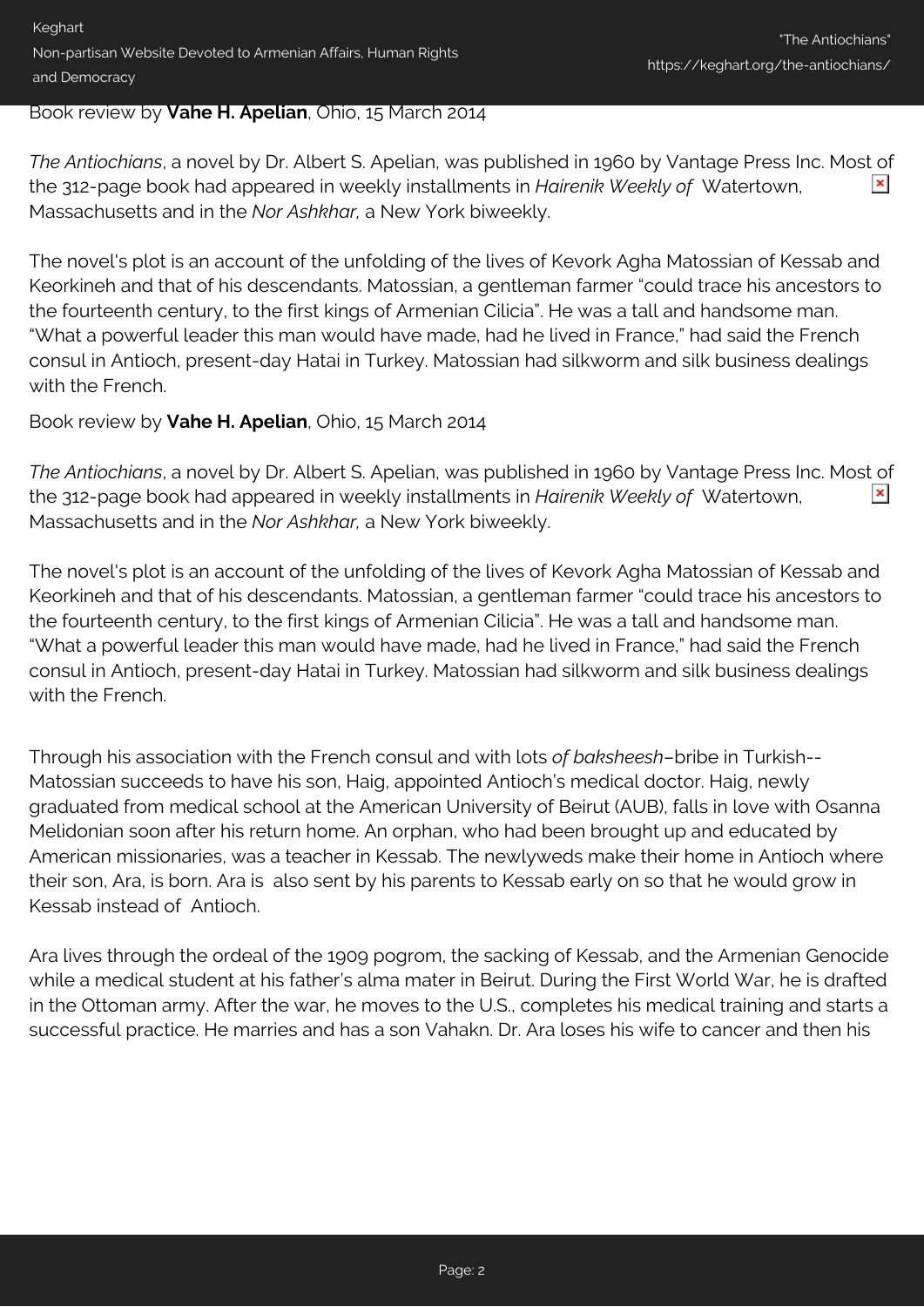Book review by **Vahe H. Apelian**, Ohio, 15 March 2014

*The Antiochians*, a novel by Dr. Albert S. Apelian, was published in 1960 by Vantage Press Inc. Most of the 312-page book had appeared in weekly installments in *Hairenik Weekly of* Watertown, Massachusetts and in the *Nor Ashkhar,* a New York biweekly.

The novel's plot is an account of the unfolding of the lives of Kevork Agha Matossian of Kessab and Keorkineh and that of his descendants. Matossian, a gentleman farmer "could trace his ancestors to the fourteenth century, to the first kings of Armenian Cilicia". He was a tall and handsome man. "What a powerful leader this man would have made, had he lived in France," had said the French consul in Antioch, present-day Hatai in Turkey. Matossian had silkworm and silk business dealings with the French.

Book review by **Vahe H. Apelian**, Ohio, 15 March 2014

*The Antiochians*, a novel by Dr. Albert S. Apelian, was published in 1960 by Vantage Press Inc. Most of the 312-page book had appeared in weekly installments in *Hairenik Weekly of* Watertown, Massachusetts and in the *Nor Ashkhar,* a New York biweekly.

The novel's plot is an account of the unfolding of the lives of Kevork Agha Matossian of Kessab and Keorkineh and that of his descendants. Matossian, a gentleman farmer "could trace his ancestors to the fourteenth century, to the first kings of Armenian Cilicia". He was a tall and handsome man. "What a powerful leader this man would have made, had he lived in France," had said the French consul in Antioch, present-day Hatai in Turkey. Matossian had silkworm and silk business dealings with the French.

Through his association with the French consul and with lots *of baksheesh*–bribe in Turkish--Matossian succeeds to have his son, Haig, appointed Antioch's medical doctor. Haig, newly graduated from medical school at the American University of Beirut (AUB), falls in love with Osanna Melidonian soon after his return home. An orphan, who had been brought up and educated by American missionaries, was a teacher in Kessab. The newlyweds make their home in Antioch where their son, Ara, is born. Ara is also sent by his parents to Kessab early on so that he would grow in Kessab instead of Antioch.

Ara lives through the ordeal of the 1909 pogrom, the sacking of Kessab, and the Armenian Genocide while a medical student at his father's alma mater in Beirut. During the First World War, he is drafted in the Ottoman army. After the war, he moves to the U.S., completes his medical training and starts a successful practice. He marries and has a son Vahakn. Dr. Ara loses his wife to cancer and then his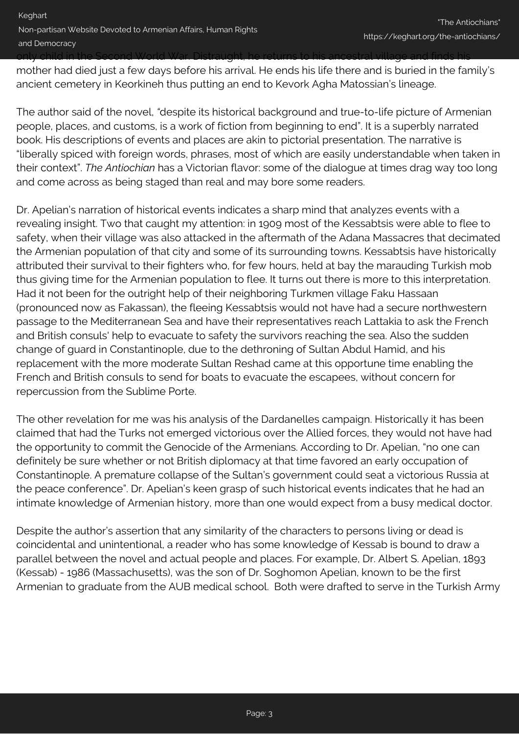only child in the Second World War. Distraught, he returns to his ancestral village and finds his mother had died just a few days before his arrival. He ends his life there and is buried in the family's ancient cemetery in Keorkineh thus putting an end to Kevork Agha Matossian's lineage.

The author said of the novel, *"*despite its historical background and true-to-life picture of Armenian people, places, and customs, is a work of fiction from beginning to end". It is a superbly narrated book. His descriptions of events and places are akin to pictorial presentation. The narrative is "liberally spiced with foreign words, phrases, most of which are easily understandable when taken in their context". *The Antiochian* has a Victorian flavor: some of the dialogue at times drag way too long and come across as being staged than real and may bore some readers.

Dr. Apelian's narration of historical events indicates a sharp mind that analyzes events with a revealing insight. Two that caught my attention: in 1909 most of the Kessabtsis were able to flee to safety, when their village was also attacked in the aftermath of the Adana Massacres that decimated the Armenian population of that city and some of its surrounding towns. Kessabtsis have historically attributed their survival to their fighters who, for few hours, held at bay the marauding Turkish mob thus giving time for the Armenian population to flee. It turns out there is more to this interpretation. Had it not been for the outright help of their neighboring Turkmen village Faku Hassaan (pronounced now as Fakassan), the fleeing Kessabtsis would not have had a secure northwestern passage to the Mediterranean Sea and have their representatives reach Lattakia to ask the French and British consuls' help to evacuate to safety the survivors reaching the sea. Also the sudden change of guard in Constantinople, due to the dethroning of Sultan Abdul Hamid, and his replacement with the more moderate Sultan Reshad came at this opportune time enabling the French and British consuls to send for boats to evacuate the escapees, without concern for repercussion from the Sublime Porte.

The other revelation for me was his analysis of the Dardanelles campaign. Historically it has been claimed that had the Turks not emerged victorious over the Allied forces, they would not have had the opportunity to commit the Genocide of the Armenians. According to Dr. Apelian, "no one can definitely be sure whether or not British diplomacy at that time favored an early occupation of Constantinople. A premature collapse of the Sultan's government could seat a victorious Russia at the peace conference". Dr. Apelian's keen grasp of such historical events indicates that he had an intimate knowledge of Armenian history, more than one would expect from a busy medical doctor.

Despite the author's assertion that any similarity of the characters to persons living or dead is coincidental and unintentional, a reader who has some knowledge of Kessab is bound to draw a parallel between the novel and actual people and places. For example, Dr. Albert S. Apelian, 1893 (Kessab) - 1986 (Massachusetts), was the son of Dr. Soghomon Apelian, known to be the first Armenian to graduate from the AUB medical school. Both were drafted to serve in the Turkish Army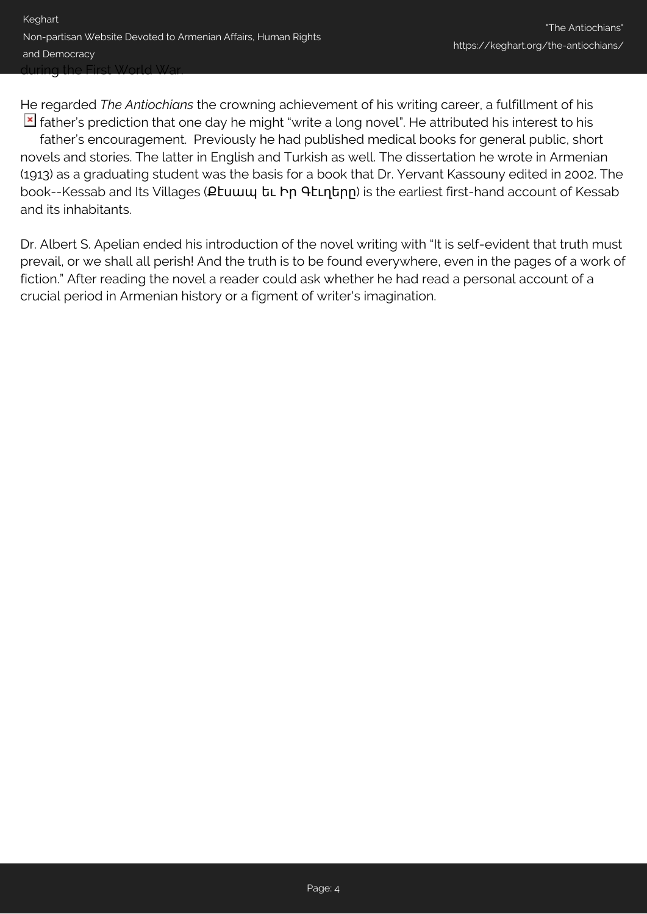during the First World War.

He regarded *The Antiochians* the crowning achievement of his writing career, a fulfillment of his father's prediction that one day he might "write a long novel". He attributed his interest to his father's encouragement.  Previously he had published medical books for general public, short novels and stories. The latter in English and Turkish as well. The dissertation he wrote in Armenian (1913) as a graduating student was the basis for a book that Dr. Yervant Kassouny edited in 2002. The book--Kessab and Its Villages (Քեսապ եւ Իր Գեւղերը) is the earliest first-hand account of Kessab and its inhabitants.

Dr. Albert S. Apelian ended his introduction of the novel writing with "It is self-evident that truth must prevail, or we shall all perish! And the truth is to be found everywhere, even in the pages of a work of fiction." After reading the novel a reader could ask whether he had read a personal account of a crucial period in Armenian history or a figment of writer's imagination.